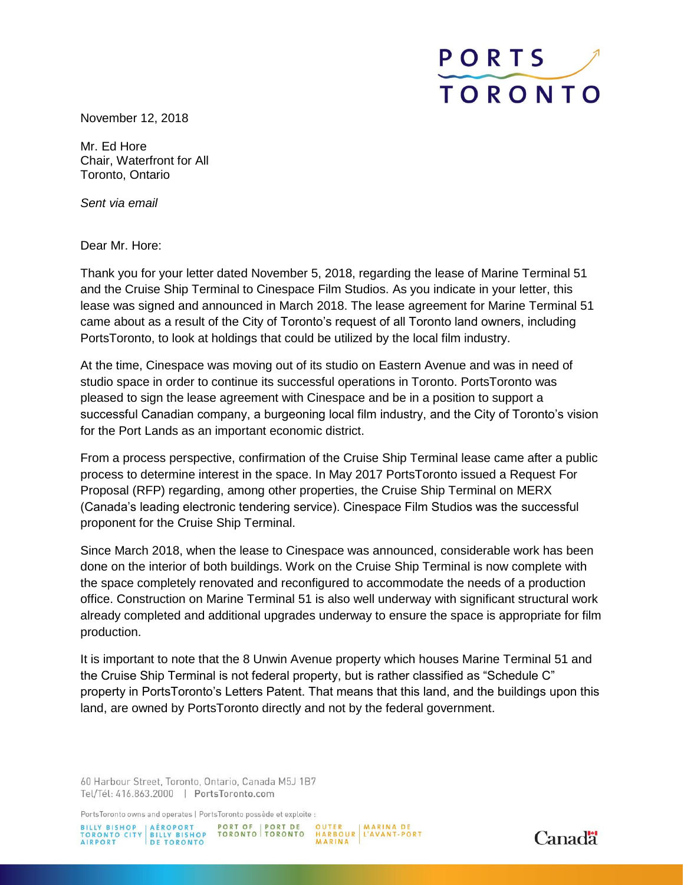November 12, 2018

Mr. Ed Hore
Chair, Waterfront for All
Toronto, Ontario

*Sent via email*

Dear Mr. Hore:

Thank you for your letter dated November 5, 2018, regarding the lease of Marine Terminal 51 and the Cruise Ship Terminal to Cinespace Film Studios. As you indicate in your letter, this lease was signed and announced in March 2018. The lease agreement for Marine Terminal 51 came about as a result of the City of Toronto's request of all Toronto land owners, including PortsToronto, to look at holdings that could be utilized by the local film industry.

At the time, Cinespace was moving out of its studio on Eastern Avenue and was in need of studio space in order to continue its successful operations in Toronto. PortsToronto was pleased to sign the lease agreement with Cinespace and be in a position to support a successful Canadian company, a burgeoning local film industry, and the City of Toronto's vision for the Port Lands as an important economic district.

From a process perspective, confirmation of the Cruise Ship Terminal lease came after a public process to determine interest in the space. In May 2017 PortsToronto issued a Request For Proposal (RFP) regarding, among other properties, the Cruise Ship Terminal on MERX (Canada's leading electronic tendering service). Cinespace Film Studios was the successful proponent for the Cruise Ship Terminal.

Since March 2018, when the lease to Cinespace was announced, considerable work has been done on the interior of both buildings. Work on the Cruise Ship Terminal is now complete with the space completely renovated and reconfigured to accommodate the needs of a production office. Construction on Marine Terminal 51 is also well underway with significant structural work already completed and additional upgrades underway to ensure the space is appropriate for film production.

It is important to note that the 8 Unwin Avenue property which houses Marine Terminal 51 and the Cruise Ship Terminal is not federal property, but is rather classified as "Schedule C" property in PortsToronto's Letters Patent. That means that this land, and the buildings upon this land, are owned by PortsToronto directly and not by the federal government.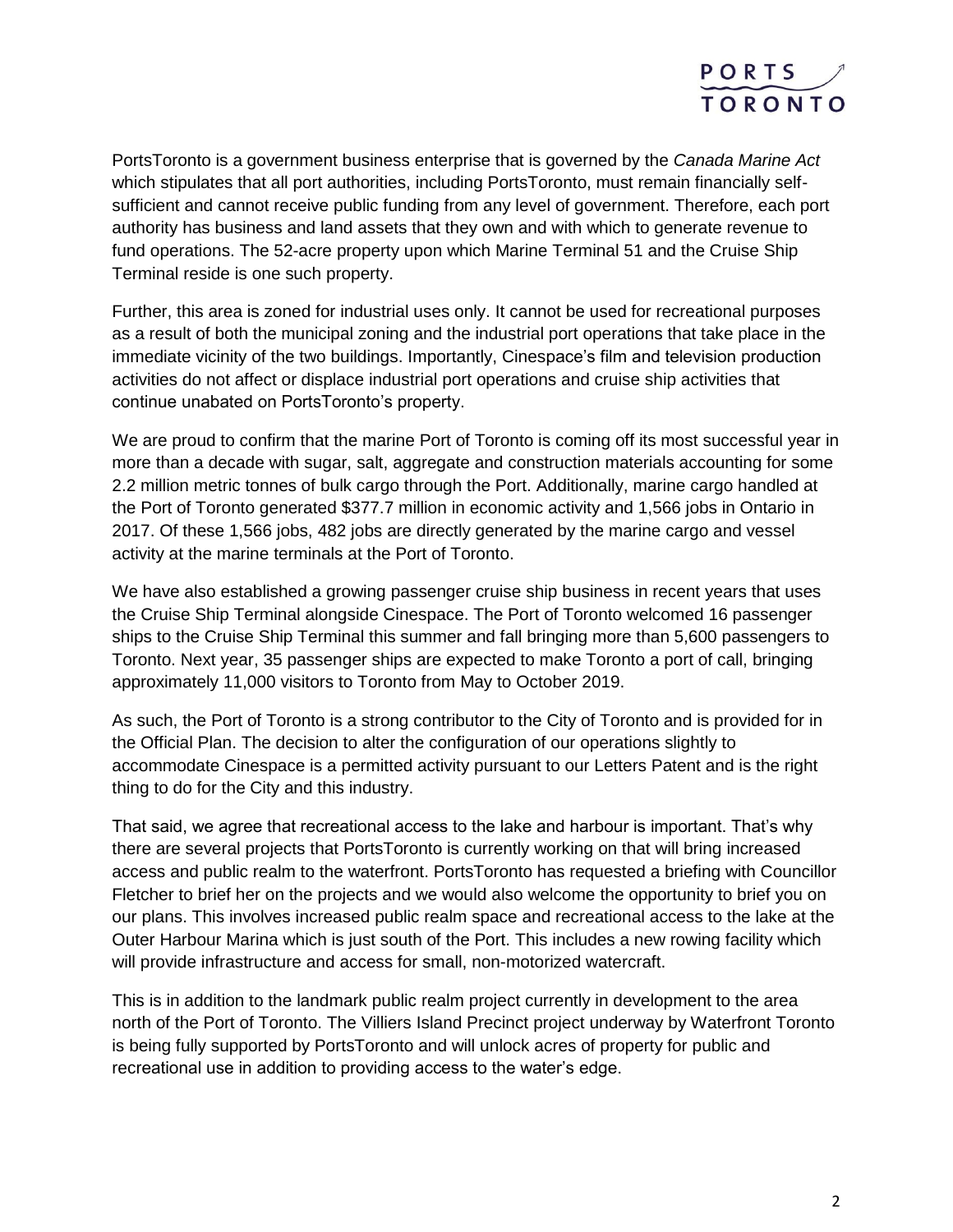PortsToronto is a government business enterprise that is governed by the *Canada Marine Act* which stipulates that all port authorities, including PortsToronto, must remain financially self-sufficient and cannot receive public funding from any level of government. Therefore, each port authority has business and land assets that they own and with which to generate revenue to fund operations. The 52-acre property upon which Marine Terminal 51 and the Cruise Ship Terminal reside is one such property.

Further, this area is zoned for industrial uses only. It cannot be used for recreational purposes as a result of both the municipal zoning and the industrial port operations that take place in the immediate vicinity of the two buildings. Importantly, Cinespace's film and television production activities do not affect or displace industrial port operations and cruise ship activities that continue unabated on PortsToronto's property.

We are proud to confirm that the marine Port of Toronto is coming off its most successful year in more than a decade with sugar, salt, aggregate and construction materials accounting for some 2.2 million metric tonnes of bulk cargo through the Port. Additionally, marine cargo handled at the Port of Toronto generated $377.7 million in economic activity and 1,566 jobs in Ontario in 2017. Of these 1,566 jobs, 482 jobs are directly generated by the marine cargo and vessel activity at the marine terminals at the Port of Toronto.

We have also established a growing passenger cruise ship business in recent years that uses the Cruise Ship Terminal alongside Cinespace. The Port of Toronto welcomed 16 passenger ships to the Cruise Ship Terminal this summer and fall bringing more than 5,600 passengers to Toronto. Next year, 35 passenger ships are expected to make Toronto a port of call, bringing approximately 11,000 visitors to Toronto from May to October 2019.

As such, the Port of Toronto is a strong contributor to the City of Toronto and is provided for in the Official Plan. The decision to alter the configuration of our operations slightly to accommodate Cinespace is a permitted activity pursuant to our Letters Patent and is the right thing to do for the City and this industry.

That said, we agree that recreational access to the lake and harbour is important. That's why there are several projects that PortsToronto is currently working on that will bring increased access and public realm to the waterfront. PortsToronto has requested a briefing with Councillor Fletcher to brief her on the projects and we would also welcome the opportunity to brief you on our plans. This involves increased public realm space and recreational access to the lake at the Outer Harbour Marina which is just south of the Port. This includes a new rowing facility which will provide infrastructure and access for small, non-motorized watercraft.

This is in addition to the landmark public realm project currently in development to the area north of the Port of Toronto. The Villiers Island Precinct project underway by Waterfront Toronto is being fully supported by PortsToronto and will unlock acres of property for public and recreational use in addition to providing access to the water's edge.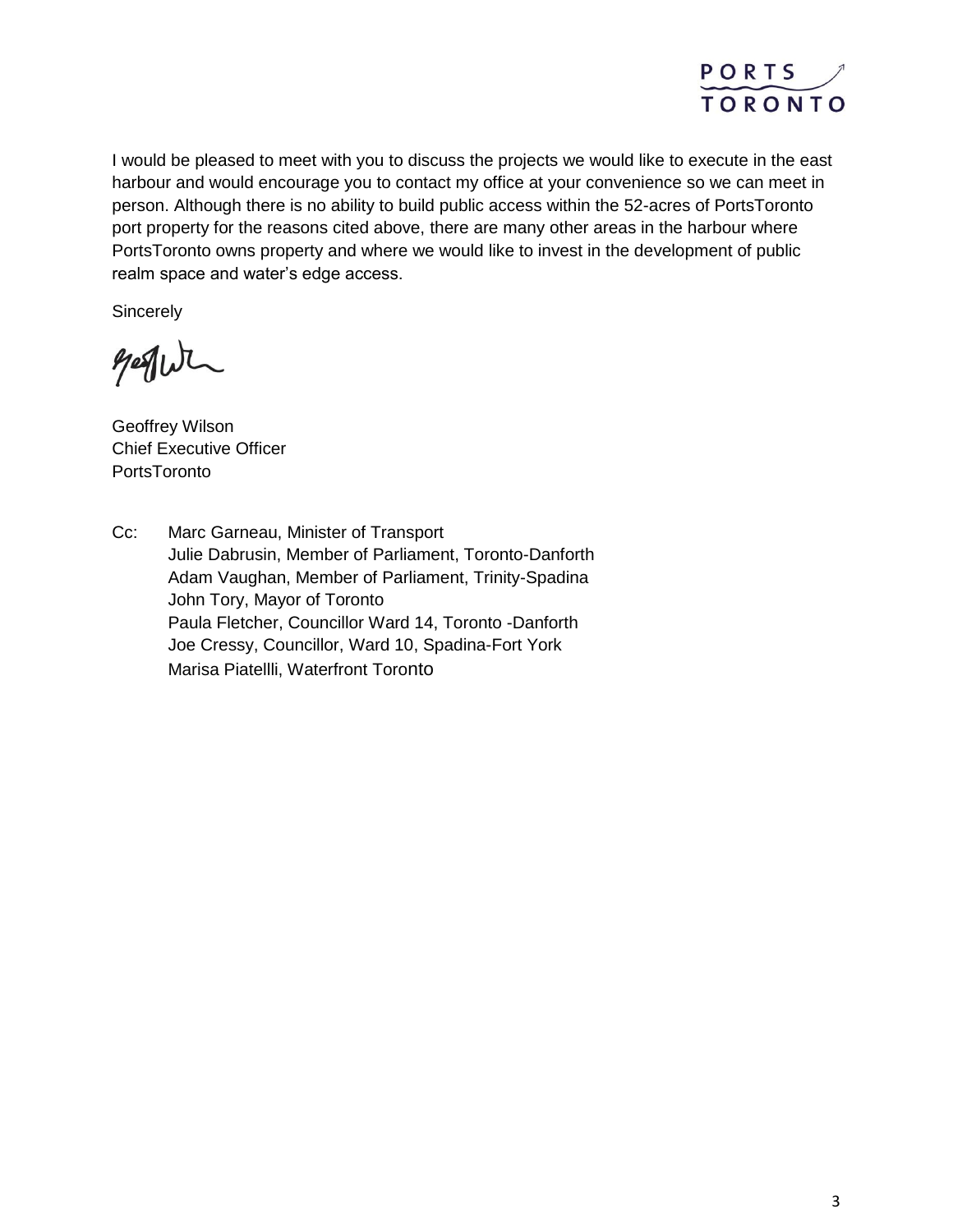I would be pleased to meet with you to discuss the projects we would like to execute in the east harbour and would encourage you to contact my office at your convenience so we can meet in person. Although there is no ability to build public access within the 52-acres of PortsToronto port property for the reasons cited above, there are many other areas in the harbour where PortsToronto owns property and where we would like to invest in the development of public realm space and water's edge access.

Sincerely

Geoffrey Wilson
Chief Executive Officer
PortsToronto

Cc: Marc Garneau, Minister of Transport
Julie Dabrusin, Member of Parliament, Toronto-Danforth
Adam Vaughan, Member of Parliament, Trinity-Spadina
John Tory, Mayor of Toronto
Paula Fletcher, Councillor Ward 14, Toronto -Danforth
Joe Cressy, Councillor, Ward 10, Spadina-Fort York
Marisa Piatellli, Waterfront Toronto